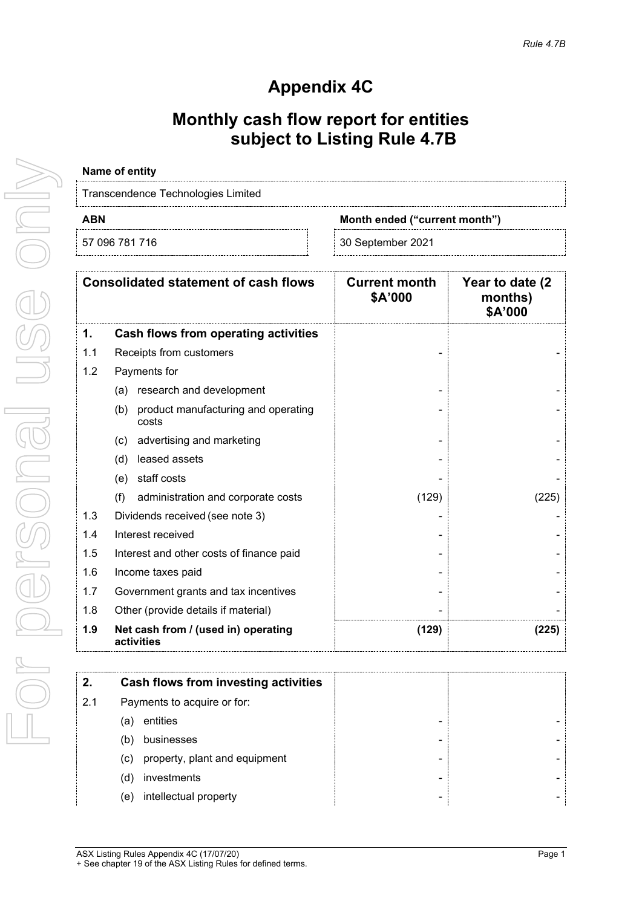# Appendix 4C

## Monthly cash flow report for entities subject to Listing Rule 4.7B

**Name of entity**

Transcendence Technologies Limited

| ABN | Month ended ("current month") |
|---|---|
| 57 096 781 716 | 30 September 2021 |

| | Consolidated statement of cash flows | Current month $A'000 | Year to date (2 months) $A'000 |
|---|---|---|---|
| **1.** | **Cash flows from operating activities** | | |
| 1.1 | Receipts from customers | - | - |
| 1.2 | Payments for | | |
| | (a) research and development | - | - |
| | (b) product manufacturing and operating costs | - | - |
| | (c) advertising and marketing | - | - |
| | (d) leased assets | - | - |
| | (e) staff costs | - | - |
| | (f) administration and corporate costs | (129) | (225) |
| 1.3 | Dividends received (see note 3) | - | - |
| 1.4 | Interest received | - | - |
| 1.5 | Interest and other costs of finance paid | - | - |
| 1.6 | Income taxes paid | - | - |
| 1.7 | Government grants and tax incentives | - | - |
| 1.8 | Other (provide details if material) | - | - |
| **1.9** | **Net cash from / (used in) operating activities** | **(129)** | **(225)** |

| | | | |
|---|---|---|---|
| **2.** | **Cash flows from investing activities** | | |
| 2.1 | Payments to acquire or for: | | |
| | (a) entities | - | - |
| | (b) businesses | - | - |
| | (c) property, plant and equipment | - | - |
| | (d) investments | - | - |
| | (e) intellectual property | - | - |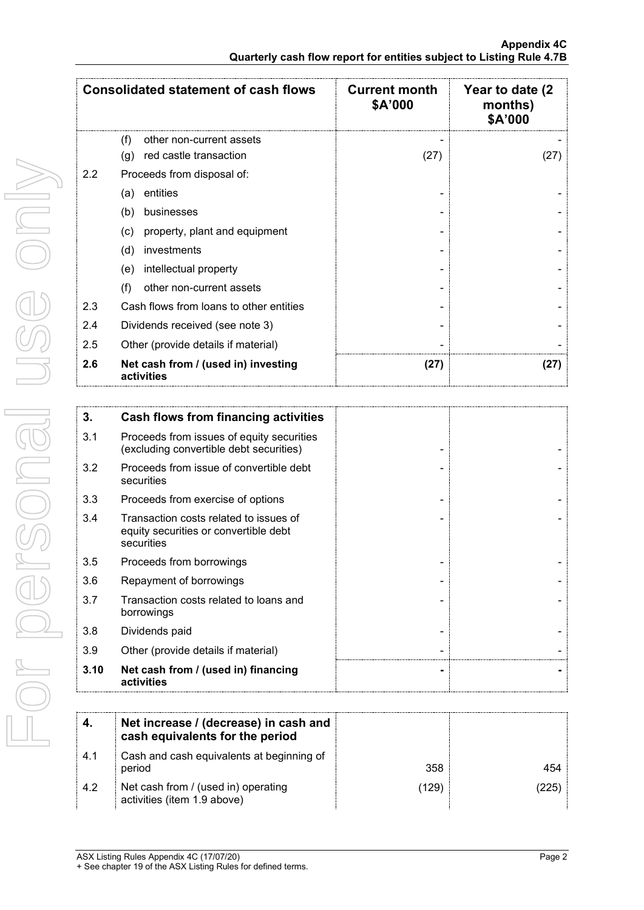| Consolidated statement of cash flows | | Current month \$A'000 | Year to date (2 months) \$A'000 |
|---|---|---|---|
| | (f) other non-current assets | - | - |
| | (g) red castle transaction | (27) | (27) |
| 2.2 | Proceeds from disposal of: | | |
| | (a) entities | - | - |
| | (b) businesses | - | - |
| | (c) property, plant and equipment | - | - |
| | (d) investments | - | - |
| | (e) intellectual property | - | - |
| | (f) other non-current assets | - | - |
| 2.3 | Cash flows from loans to other entities | - | - |
| 2.4 | Dividends received (see note 3) | - | - |
| 2.5 | Other (provide details if material) | - | - |
| **2.6** | **Net cash from / (used in) investing activities** | **(27)** | **(27)** |

| **3.** | **Cash flows from financing activities** | | |
|---|---|---|---|
| 3.1 | Proceeds from issues of equity securities (excluding convertible debt securities) | - | - |
| 3.2 | Proceeds from issue of convertible debt securities | - | - |
| 3.3 | Proceeds from exercise of options | - | - |
| 3.4 | Transaction costs related to issues of equity securities or convertible debt securities | - | - |
| 3.5 | Proceeds from borrowings | - | - |
| 3.6 | Repayment of borrowings | - | - |
| 3.7 | Transaction costs related to loans and borrowings | - | - |
| 3.8 | Dividends paid | - | - |
| 3.9 | Other (provide details if material) | - | - |
| **3.10** | **Net cash from / (used in) financing activities** | **-** | **-** |

| **4.** | **Net increase / (decrease) in cash and cash equivalents for the period** | | |
|---|---|---|---|
| 4.1 | Cash and cash equivalents at beginning of period | 358 | 454 |
| 4.2 | Net cash from / (used in) operating activities (item 1.9 above) | (129) | (225) |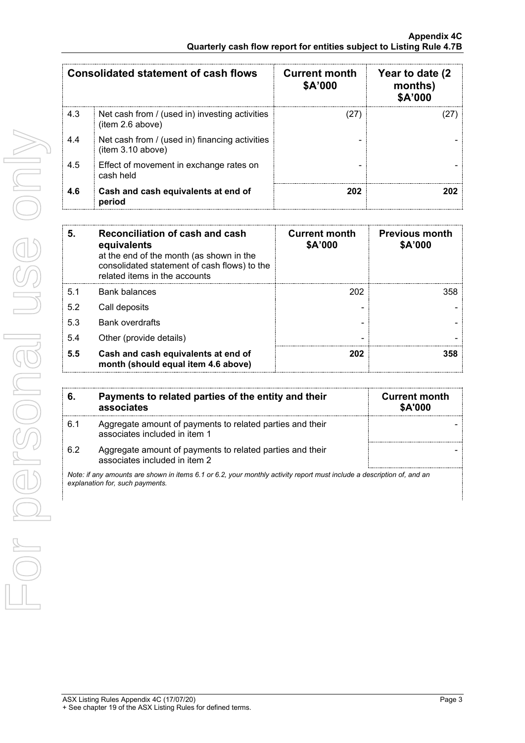| | Consolidated statement of cash flows | Current month $A'000 | Year to date (2 months) $A'000 |
|---|---|---|---|
| 4.3 | Net cash from / (used in) investing activities (item 2.6 above) | (27) | (27) |
| 4.4 | Net cash from / (used in) financing activities (item 3.10 above) | - | - |
| 4.5 | Effect of movement in exchange rates on cash held | - | - |
| **4.6** | **Cash and cash equivalents at end of period** | **202** | **202** |

| **5.** | **Reconciliation of cash and cash equivalents** at the end of the month (as shown in the consolidated statement of cash flows) to the related items in the accounts | **Current month $A'000** | **Previous month $A'000** |
|---|---|---|---|
| 5.1 | Bank balances | 202 | 358 |
| 5.2 | Call deposits | - | - |
| 5.3 | Bank overdrafts | - | - |
| 5.4 | Other (provide details) | - | - |
| **5.5** | **Cash and cash equivalents at end of month (should equal item 4.6 above)** | **202** | **358** |

| **6.** | **Payments to related parties of the entity and their associates** | **Current month $A'000** |
|---|---|---|
| 6.1 | Aggregate amount of payments to related parties and their associates included in item 1 | - |
| 6.2 | Aggregate amount of payments to related parties and their associates included in item 2 | - |

*Note: if any amounts are shown in items 6.1 or 6.2, your monthly activity report must include a description of, and an explanation for, such payments.*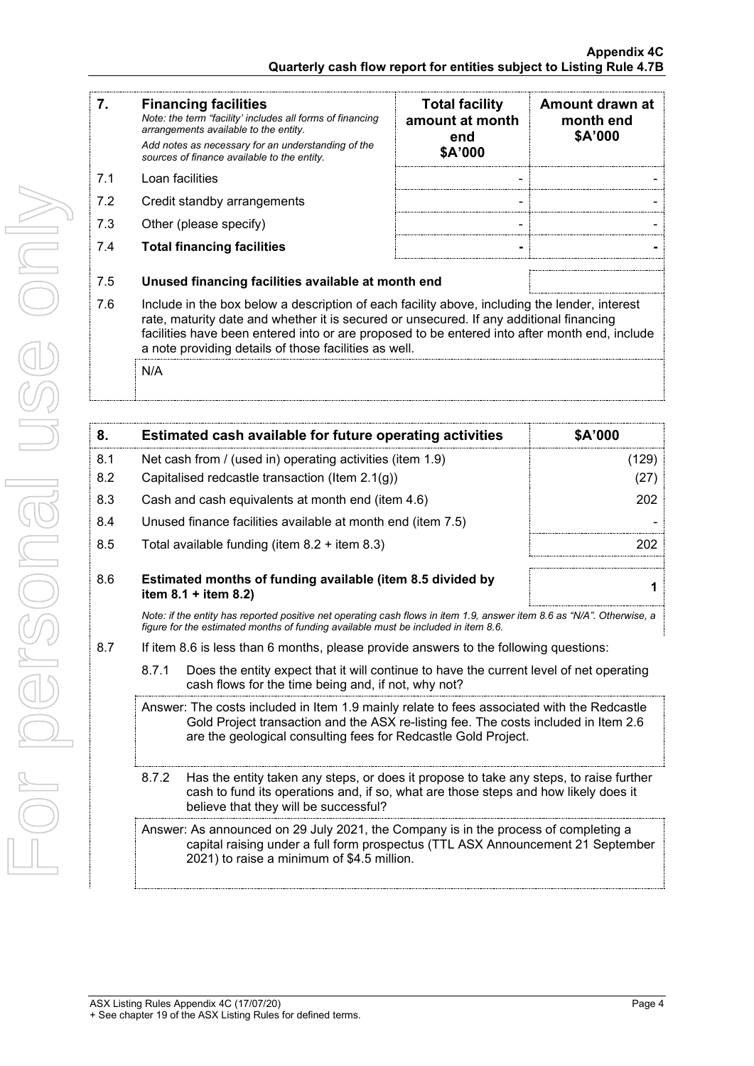| 7. | **Financing facilities**<br>*Note: the term "facility' includes all forms of financing arrangements available to the entity.*<br>*Add notes as necessary for an understanding of the sources of finance available to the entity.* | **Total facility amount at month end $A'000** | **Amount drawn at month end $A'000** |
|---|---|---|---|
| 7.1 | Loan facilities | - | - |
| 7.2 | Credit standby arrangements | - | - |
| 7.3 | Other (please specify) | - | - |
| 7.4 | **Total financing facilities** | **-** | **-** |
| 7.5 | **Unused financing facilities available at month end** | | |
| 7.6 | Include in the box below a description of each facility above, including the lender, interest rate, maturity date and whether it is secured or unsecured. If any additional financing facilities have been entered into or are proposed to be entered into after month end, include a note providing details of those facilities as well. | | |
| | N/A | | |

| 8. | **Estimated cash available for future operating activities** | **$A'000** |
|---|---|---|
| 8.1 | Net cash from / (used in) operating activities (item 1.9) | (129) |
| 8.2 | Capitalised redcastle transaction (Item 2.1(g)) | (27) |
| 8.3 | Cash and cash equivalents at month end (item 4.6) | 202 |
| 8.4 | Unused finance facilities available at month end (item 7.5) | - |
| 8.5 | Total available funding (item 8.2 + item 8.3) | 202 |
| 8.6 | **Estimated months of funding available (item 8.5 divided by item 8.1 + item 8.2)** | **1** |

*Note: if the entity has reported positive net operating cash flows in item 1.9, answer item 8.6 as "N/A". Otherwise, a figure for the estimated months of funding available must be included in item 8.6.*

8.7 If item 8.6 is less than 6 months, please provide answers to the following questions:

8.7.1 Does the entity expect that it will continue to have the current level of net operating cash flows for the time being and, if not, why not?

Answer: The costs included in Item 1.9 mainly relate to fees associated with the Redcastle Gold Project transaction and the ASX re-listing fee. The costs included in Item 2.6 are the geological consulting fees for Redcastle Gold Project.

8.7.2 Has the entity taken any steps, or does it propose to take any steps, to raise further cash to fund its operations and, if so, what are those steps and how likely does it believe that they will be successful?

Answer: As announced on 29 July 2021, the Company is in the process of completing a capital raising under a full form prospectus (TTL ASX Announcement 21 September 2021) to raise a minimum of $4.5 million.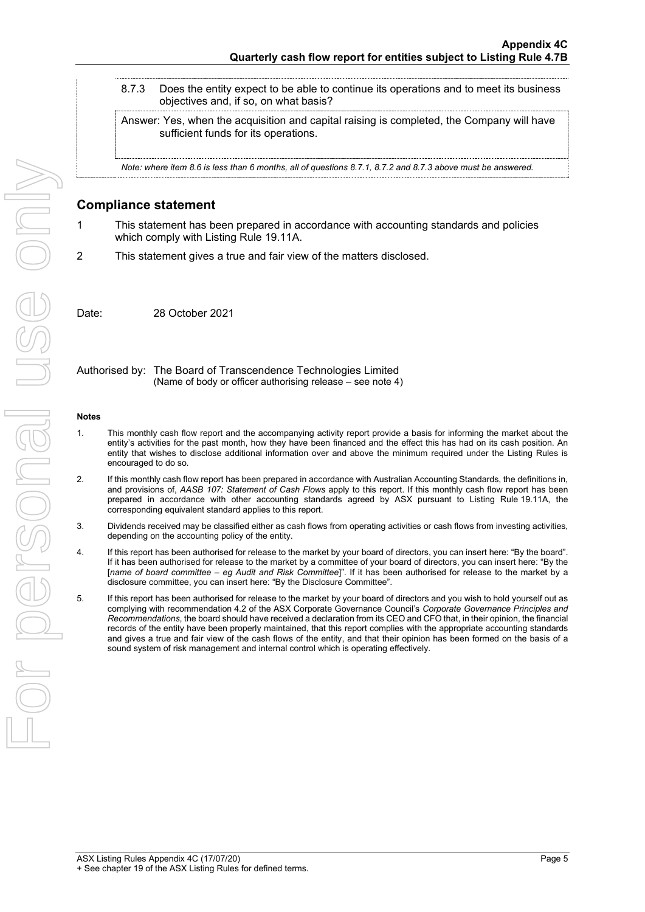8.7.3 Does the entity expect to be able to continue its operations and to meet its business objectives and, if so, on what basis?

Answer: Yes, when the acquisition and capital raising is completed, the Company will have sufficient funds for its operations.

*Note: where item 8.6 is less than 6 months, all of questions 8.7.1, 8.7.2 and 8.7.3 above must be answered.*

## Compliance statement

1 This statement has been prepared in accordance with accounting standards and policies which comply with Listing Rule 19.11A.

2 This statement gives a true and fair view of the matters disclosed.

Date: 28 October 2021

Authorised by: The Board of Transcendence Technologies Limited
(Name of body or officer authorising release – see note 4)

**Notes**

1. This monthly cash flow report and the accompanying activity report provide a basis for informing the market about the entity's activities for the past month, how they have been financed and the effect this has had on its cash position. An entity that wishes to disclose additional information over and above the minimum required under the Listing Rules is encouraged to do so.
2. If this monthly cash flow report has been prepared in accordance with Australian Accounting Standards, the definitions in, and provisions of, *AASB 107: Statement of Cash Flows* apply to this report. If this monthly cash flow report has been prepared in accordance with other accounting standards agreed by ASX pursuant to Listing Rule 19.11A, the corresponding equivalent standard applies to this report.
3. Dividends received may be classified either as cash flows from operating activities or cash flows from investing activities, depending on the accounting policy of the entity.
4. If this report has been authorised for release to the market by your board of directors, you can insert here: "By the board". If it has been authorised for release to the market by a committee of your board of directors, you can insert here: "By the [*name of board committee – eg Audit and Risk Committee*]". If it has been authorised for release to the market by a disclosure committee, you can insert here: "By the Disclosure Committee".
5. If this report has been authorised for release to the market by your board of directors and you wish to hold yourself out as complying with recommendation 4.2 of the ASX Corporate Governance Council's *Corporate Governance Principles and Recommendations*, the board should have received a declaration from its CEO and CFO that, in their opinion, the financial records of the entity have been properly maintained, that this report complies with the appropriate accounting standards and gives a true and fair view of the cash flows of the entity, and that their opinion has been formed on the basis of a sound system of risk management and internal control which is operating effectively.